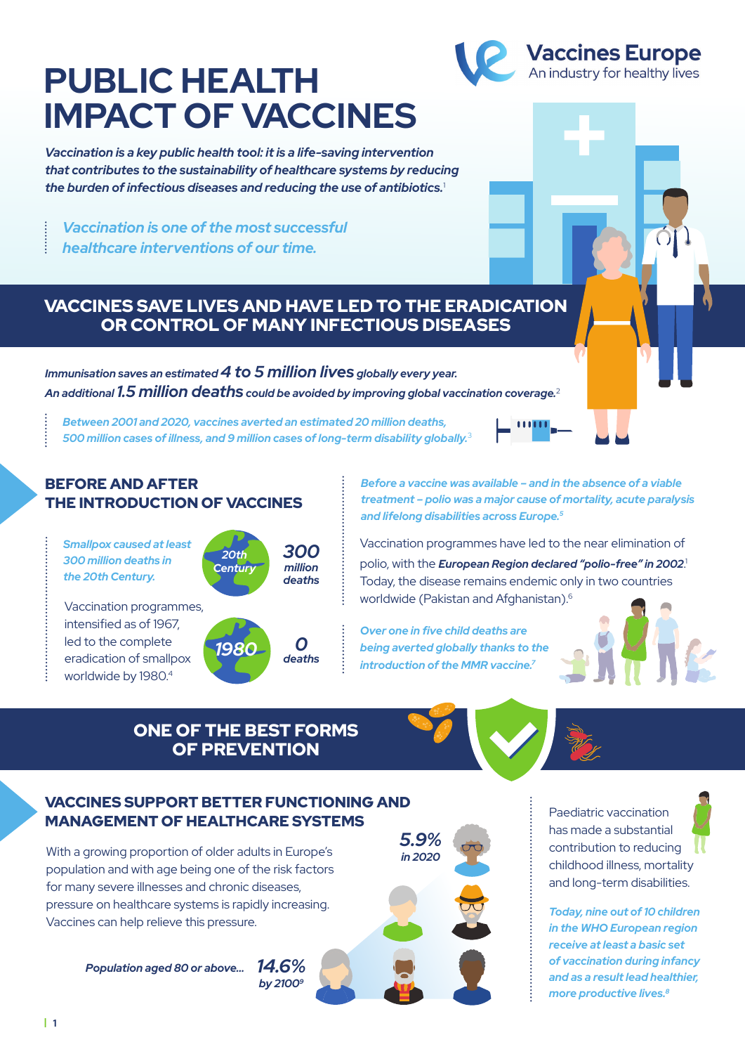# PUBLIC HEALTH IMPACT OF VACCINES

Vaccines Europe
An industry for healthy lives

***Vaccination is a key public health tool: it is a life-saving intervention that contributes to the sustainability of healthcare systems by reducing the burden of infectious diseases and reducing the use of antibiotics.***[1]

*Vaccination is one of the most successful healthcare interventions of our time.*

## VACCINES SAVE LIVES AND HAVE LED TO THE ERADICATION OR CONTROL OF MANY INFECTIOUS DISEASES

***Immunisation saves an estimated 4 to 5 million lives globally every year.***
***An additional 1.5 million deaths could be avoided by improving global vaccination coverage.***[2]

*Between 2001 and 2020, vaccines averted an estimated 20 million deaths, 500 million cases of illness, and 9 million cases of long-term disability globally.*[3]

### BEFORE AND AFTER THE INTRODUCTION OF VACCINES

*Smallpox caused at least 300 million deaths in the 20th Century.*

20th Century — **300** million deaths

Vaccination programmes, intensified as of 1967, led to the complete eradication of smallpox worldwide by 1980.[4]

1980 — **0** deaths

*Before a vaccine was available – and in the absence of a viable treatment – polio was a major cause of mortality, acute paralysis and lifelong disabilities across Europe.*[5]

Vaccination programmes have led to the near elimination of polio, with the ***European Region declared "polio-free" in 2002.***[1] Today, the disease remains endemic only in two countries worldwide (Pakistan and Afghanistan).[6]

*Over one in five child deaths are being averted globally thanks to the introduction of the MMR vaccine.*[7]

## ONE OF THE BEST FORMS OF PREVENTION

### VACCINES SUPPORT BETTER FUNCTIONING AND MANAGEMENT OF HEALTHCARE SYSTEMS

With a growing proportion of older adults in Europe's population and with age being one of the risk factors for many severe illnesses and chronic diseases, pressure on healthcare systems is rapidly increasing. Vaccines can help relieve this pressure.

*Population aged 80 or above...* ***5.9%*** *in 2020* — ***14.6%*** *by 2100*[9]

Paediatric vaccination has made a substantial contribution to reducing childhood illness, mortality and long-term disabilities.

*Today, nine out of 10 children in the WHO European region receive at least a basic set of vaccination during infancy and as a result lead healthier, more productive lives.*[8]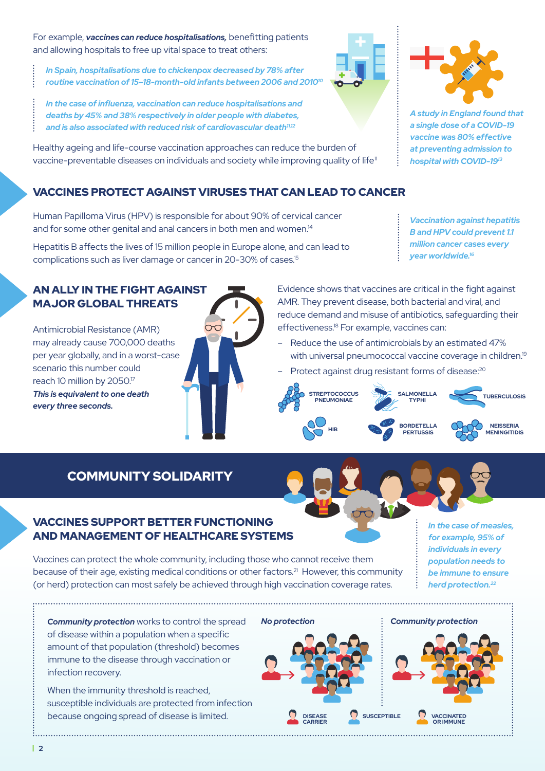For example, ***vaccines can reduce hospitalisations,*** benefitting patients and allowing hospitals to free up vital space to treat others:

*In Spain, hospitalisations due to chickenpox decreased by 78% after routine vaccination of 15–18-month-old infants between 2006 and 2010[10]*

*In the case of influenza, vaccination can reduce hospitalisations and deaths by 45% and 38% respectively in older people with diabetes, and is also associated with reduced risk of cardiovascular death[11,12]*

Healthy ageing and life-course vaccination approaches can reduce the burden of vaccine-preventable diseases on individuals and society while improving quality of life[11]

*A study in England found that a single dose of a COVID-19 vaccine was 80% effective at preventing admission to hospital with COVID-19[13]*

## VACCINES PROTECT AGAINST VIRUSES THAT CAN LEAD TO CANCER

Human Papilloma Virus (HPV) is responsible for about 90% of cervical cancer and for some other genital and anal cancers in both men and women.[14]

Hepatitis B affects the lives of 15 million people in Europe alone, and can lead to complications such as liver damage or cancer in 20-30% of cases.[15]

*Vaccination against hepatitis B and HPV could prevent 1.1 million cancer cases every year worldwide.[16]*

## AN ALLY IN THE FIGHT AGAINST MAJOR GLOBAL THREATS

Antimicrobial Resistance (AMR) may already cause 700,000 deaths per year globally, and in a worst-case scenario this number could reach 10 million by 2050.[17]

***This is equivalent to one death every three seconds.***

Evidence shows that vaccines are critical in the fight against AMR. They prevent disease, both bacterial and viral, and reduce demand and misuse of antibiotics, safeguarding their effectiveness.[18] For example, vaccines can:

- Reduce the use of antimicrobials by an estimated 47% with universal pneumococcal vaccine coverage in children.[19]
- Protect against drug resistant forms of disease:[20]

STREPTOCOCCUS PNEUMONIAE · SALMONELLA TYPHI · TUBERCULOSIS · HIB · BORDETELLA PERTUSSIS · NEISSERIA MENINGITIDIS

# COMMUNITY SOLIDARITY

## VACCINES SUPPORT BETTER FUNCTIONING AND MANAGEMENT OF HEALTHCARE SYSTEMS

Vaccines can protect the whole community, including those who cannot receive them because of their age, existing medical conditions or other factors.[21] However, this community (or herd) protection can most safely be achieved through high vaccination coverage rates.

*In the case of measles, for example, 95% of individuals in every population needs to be immune to ensure herd protection.[22]*

***Community protection*** works to control the spread of disease within a population when a specific amount of that population (threshold) becomes immune to the disease through vaccination or infection recovery.

When the immunity threshold is reached, susceptible individuals are protected from infection because ongoing spread of disease is limited.

*No protection* | *Community protection*

DISEASE CARRIER · SUSCEPTIBLE · VACCINATED OR IMMUNE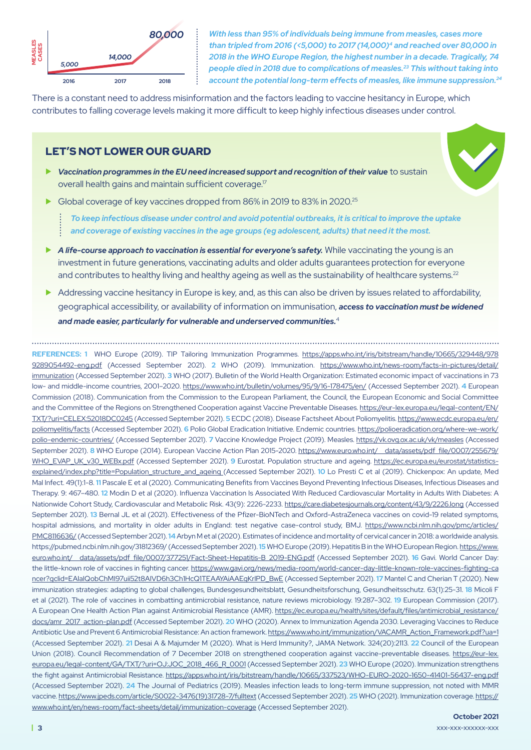MEASLES CASES

80,000

14,000

5,000

2016

2017

2018

***With less than 95% of individuals being immune from measles, cases more than tripled from 2016 (<5,000) to 2017 (14,000)[4] and reached over 80,000 in 2018 in the WHO Europe Region, the highest number in a decade. Tragically, 74 people died in 2018 due to complications of measles.[23] This without taking into account the potential long-term effects of measles, like immune suppression.[24]***

There is a constant need to address misinformation and the factors leading to vaccine hesitancy in Europe, which contributes to falling coverage levels making it more difficult to keep highly infectious diseases under control.

## LET'S NOT LOWER OUR GUARD

- ***Vaccination programmes in the EU need increased support and recognition of their value*** to sustain overall health gains and maintain sufficient coverage.[17]
- Global coverage of key vaccines dropped from 86% in 2019 to 83% in 2020.[25]

  ***To keep infectious disease under control and avoid potential outbreaks, it is critical to improve the uptake and coverage of existing vaccines in the age groups (eg adolescent, adults) that need it the most.***

- ***A life-course approach to vaccination is essential for everyone's safety.*** While vaccinating the young is an investment in future generations, vaccinating adults and older adults guarantees protection for everyone and contributes to healthy living and healthy ageing as well as the sustainability of healthcare systems.[22]
- Addressing vaccine hesitancy in Europe is key, and, as this can also be driven by issues related to affordability, geographical accessibility, or availability of information on immunisation, ***access to vaccination must be widened and made easier, particularly for vulnerable and underserved communities.***[4]

**REFERENCES: 1** WHO Europe (2019). TIP Tailoring Immunization Programmes. https://apps.who.int/iris/bitstream/handle/10665/329448/9789289054492-eng.pdf (Accessed September 2021). **2** WHO (2019). Immunization. https://www.who.int/news-room/facts-in-pictures/detail/immunization (Accessed September 2021). **3** WHO (2017). Bulletin of the World Health Organization: Estimated economic impact of vaccinations in 73 low- and middle-income countries, 2001–2020. https://www.who.int/bulletin/volumes/95/9/16-178475/en/ (Accessed September 2021). **4** European Commission (2018). Communication from the Commission to the European Parliament, the Council, the European Economic and Social Committee and the Committee of the Regions on Strengthened Cooperation against Vaccine Preventable Diseases. https://eur-lex.europa.eu/legal-content/EN/TXT/?uri=CELEX:52018DC0245 (Accessed September 2021). **5** ECDC (2018). Disease Factsheet About Poliomyelitis. https://www.ecdc.europa.eu/en/poliomyelitis/facts (Accessed September 2021). **6** Polio Global Eradication Initiative. Endemic countries. https://polioeradication.org/where-we-work/polio-endemic-countries/ (Accessed September 2021). **7** Vaccine Knowledge Project (2019). Measles. https://vk.ovg.ox.ac.uk/vk/measles (Accessed September 2021). **8** WHO Europe (2014). European Vaccine Action Plan 2015-2020. https://www.euro.who.int/__data/assets/pdf_file/0007/255679/WHO_EVAP_UK_v30_WEBx.pdf (Accessed September 2021). **9** Eurostat. Population structure and ageing. https://ec.europa.eu/eurostat/statistics-explained/index.php?title=Population_structure_and_ageing (Accessed September 2021). **10** Lo Presti C et al (2019). Chickenpox: An update, Med Mal Infect. 49(1):1-8. **11** Pascale E et al (2020). Communicating Benefits from Vaccines Beyond Preventing Infectious Diseases, Infectious Diseases and Therapy. 9: 467–480. **12** Modin D et al (2020). Influenza Vaccination Is Associated With Reduced Cardiovascular Mortality in Adults With Diabetes: A Nationwide Cohort Study, Cardiovascular and Metabolic Risk. 43(9): 2226-2233. https://care.diabetesjournals.org/content/43/9/2226.long (Accessed September 2021). **13** Bernal JL et al (2021). Effectiveness of the Pfizer-BioNTech and Oxford-AstraZeneca vaccines on covid-19 related symptoms, hospital admissions, and mortality in older adults in England: test negative case-control study, BMJ. https://www.ncbi.nlm.nih.gov/pmc/articles/PMC8116636/ (Accessed September 2021). **14** Arbyn M et al (2020). Estimates of incidence and mortality of cervical cancer in 2018: a worldwide analysis. https://pubmed.ncbi.nlm.nih.gov/31812369/ (Accessed September 2021). **15** WHO Europe (2019). Hepatitis B in the WHO European Region. https://www.euro.who.int/__data/assets/pdf_file/0007/377251/Fact-Sheet-Hepatitis-B_2019-ENG.pdf (Accessed September 2021). **16** Gavi. World Cancer Day: the little-known role of vaccines in fighting cancer. https://www.gavi.org/news/media-room/world-cancer-day-little-known-role-vaccines-fighting-cancer?gclid=EAIaIQobChMI97uii52t8AIVD6h3Ch1HcQ1TEAAYAiAAEgKrlPD_BwE (Accessed September 2021). **17** Mantel C and Cherian T (2020). New immunization strategies: adapting to global challenges, Bundesgesundheitsblatt, Gesundheitsforschung, Gesundheitsschutz. 63(1):25-31. **18** Micoli F et al (2021). The role of vaccines in combatting antimicrobial resistance, nature reviews microbiology. 19:287–302. **19** European Commission (2017). A European One Health Action Plan against Antimicrobial Resistance (AMR). https://ec.europa.eu/health/sites/default/files/antimicrobial_resistance/docs/amr_2017_action-plan.pdf (Accessed September 2021). **20** WHO (2020). Annex to Immunization Agenda 2030. Leveraging Vaccines to Reduce Antibiotic Use and Prevent 6 Antimicrobial Resistance: An action framework. https://www.who.int/immunization/VACAMR_Action_Framework.pdf?ua=1 (Accessed September 2021). **21** Desai A & Majumder M (2020). What is Herd Immunity?, JAMA Network. 324(20):2113. **22** Council of the European Union (2018). Council Recommendation of 7 December 2018 on strengthened cooperation against vaccine-preventable diseases. https://eur-lex.europa.eu/legal-content/GA/TXT/?uri=OJ:JOC_2018_466_R_0001 (Accessed September 2021). **23** WHO Europe (2020). Immunization strengthens the fight against Antimicrobial Resistance. https://apps.who.int/iris/bitstream/handle/10665/337523/WHO-EURO-2020-1650-41401-56437-eng.pdf (Accessed September 2021). **24** The Journal of Pediatrics (2019). Measles infection leads to long-term immune suppression, not noted with MMR vaccine. https://www.jpeds.com/article/S0022-3476(19)31728-7/fulltext (Accessed September 2021). **25** WHO (2021). Immunization coverage. https://www.who.int/en/news-room/fact-sheets/detail/immunization-coverage (Accessed September 2021).

**October 2021**

xxx-xxx-xxxxxx-xxx